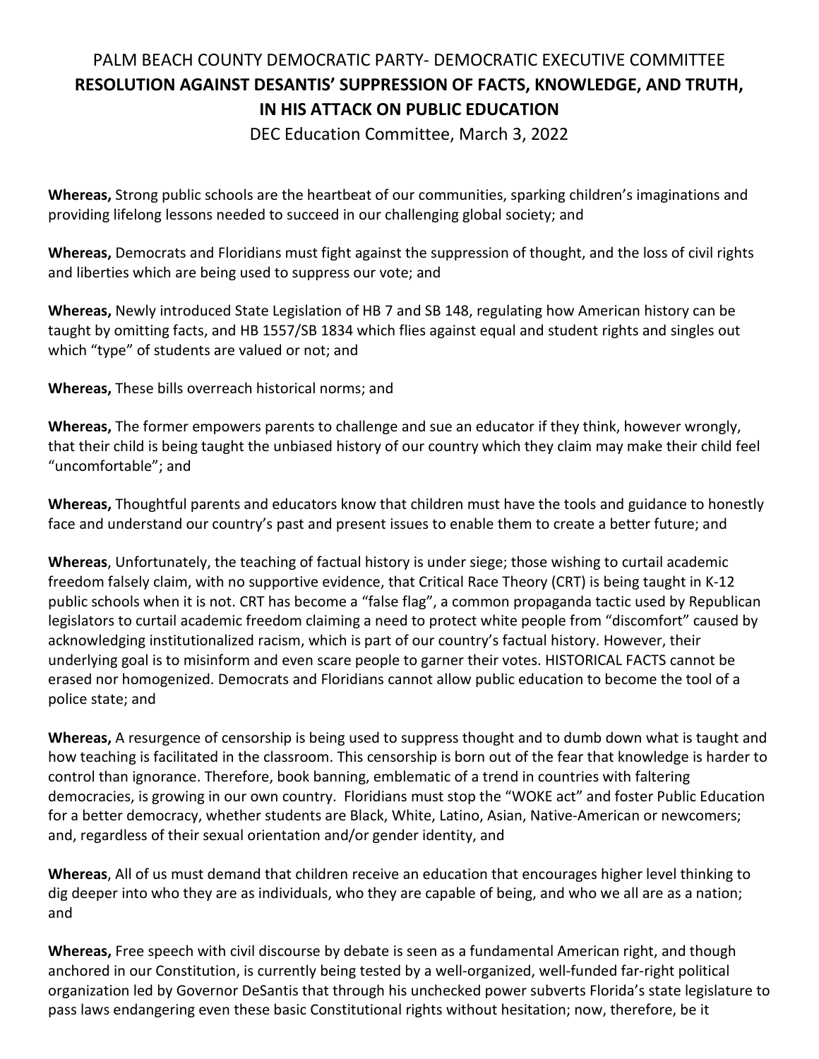# PALM BEACH COUNTY DEMOCRATIC PARTY- DEMOCRATIC EXECUTIVE COMMITTEE

## RESOLUTION AGAINST DESANTIS' SUPPRESSION OF FACTS, KNOWLEDGE, AND TRUTH, IN HIS ATTACK ON PUBLIC EDUCATION

DEC Education Committee, March 3, 2022

**Whereas,** Strong public schools are the heartbeat of our communities, sparking children's imaginations and providing lifelong lessons needed to succeed in our challenging global society; and

**Whereas,** Democrats and Floridians must fight against the suppression of thought, and the loss of civil rights and liberties which are being used to suppress our vote; and

**Whereas,** Newly introduced State Legislation of HB 7 and SB 148, regulating how American history can be taught by omitting facts, and HB 1557/SB 1834 which flies against equal and student rights and singles out which "type" of students are valued or not; and

**Whereas,** These bills overreach historical norms; and

**Whereas,** The former empowers parents to challenge and sue an educator if they think, however wrongly, that their child is being taught the unbiased history of our country which they claim may make their child feel "uncomfortable"; and

**Whereas,** Thoughtful parents and educators know that children must have the tools and guidance to honestly face and understand our country's past and present issues to enable them to create a better future; and

**Whereas**, Unfortunately, the teaching of factual history is under siege; those wishing to curtail academic freedom falsely claim, with no supportive evidence, that Critical Race Theory (CRT) is being taught in K-12 public schools when it is not. CRT has become a "false flag", a common propaganda tactic used by Republican legislators to curtail academic freedom claiming a need to protect white people from "discomfort" caused by acknowledging institutionalized racism, which is part of our country's factual history. However, their underlying goal is to misinform and even scare people to garner their votes. HISTORICAL FACTS cannot be erased nor homogenized. Democrats and Floridians cannot allow public education to become the tool of a police state; and

**Whereas,** A resurgence of censorship is being used to suppress thought and to dumb down what is taught and how teaching is facilitated in the classroom. This censorship is born out of the fear that knowledge is harder to control than ignorance. Therefore, book banning, emblematic of a trend in countries with faltering democracies, is growing in our own country. Floridians must stop the "WOKE act" and foster Public Education for a better democracy, whether students are Black, White, Latino, Asian, Native-American or newcomers; and, regardless of their sexual orientation and/or gender identity, and

**Whereas**, All of us must demand that children receive an education that encourages higher level thinking to dig deeper into who they are as individuals, who they are capable of being, and who we all are as a nation; and

**Whereas,** Free speech with civil discourse by debate is seen as a fundamental American right, and though anchored in our Constitution, is currently being tested by a well-organized, well-funded far-right political organization led by Governor DeSantis that through his unchecked power subverts Florida's state legislature to pass laws endangering even these basic Constitutional rights without hesitation; now, therefore, be it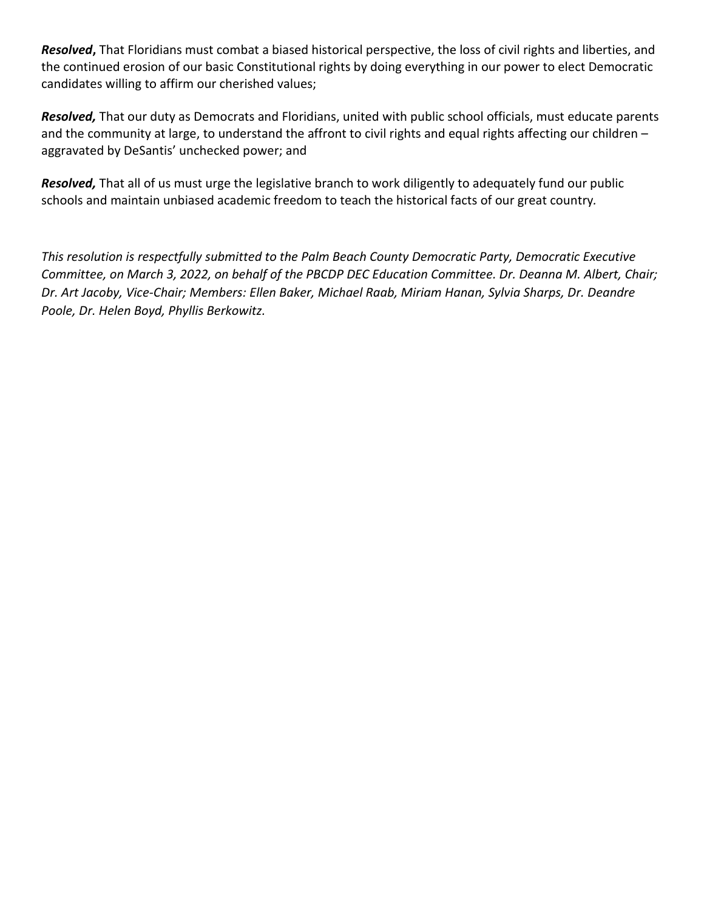***Resolved*****,** That Floridians must combat a biased historical perspective, the loss of civil rights and liberties, and the continued erosion of our basic Constitutional rights by doing everything in our power to elect Democratic candidates willing to affirm our cherished values;

***Resolved,*** That our duty as Democrats and Floridians, united with public school officials, must educate parents and the community at large, to understand the affront to civil rights and equal rights affecting our children – aggravated by DeSantis' unchecked power; and

***Resolved,*** That all of us must urge the legislative branch to work diligently to adequately fund our public schools and maintain unbiased academic freedom to teach the historical facts of our great country.

*This resolution is respectfully submitted to the Palm Beach County Democratic Party, Democratic Executive Committee, on March 3, 2022, on behalf of the PBCDP DEC Education Committee. Dr. Deanna M. Albert, Chair; Dr. Art Jacoby, Vice-Chair; Members: Ellen Baker, Michael Raab, Miriam Hanan, Sylvia Sharps, Dr. Deandre Poole, Dr. Helen Boyd, Phyllis Berkowitz.*